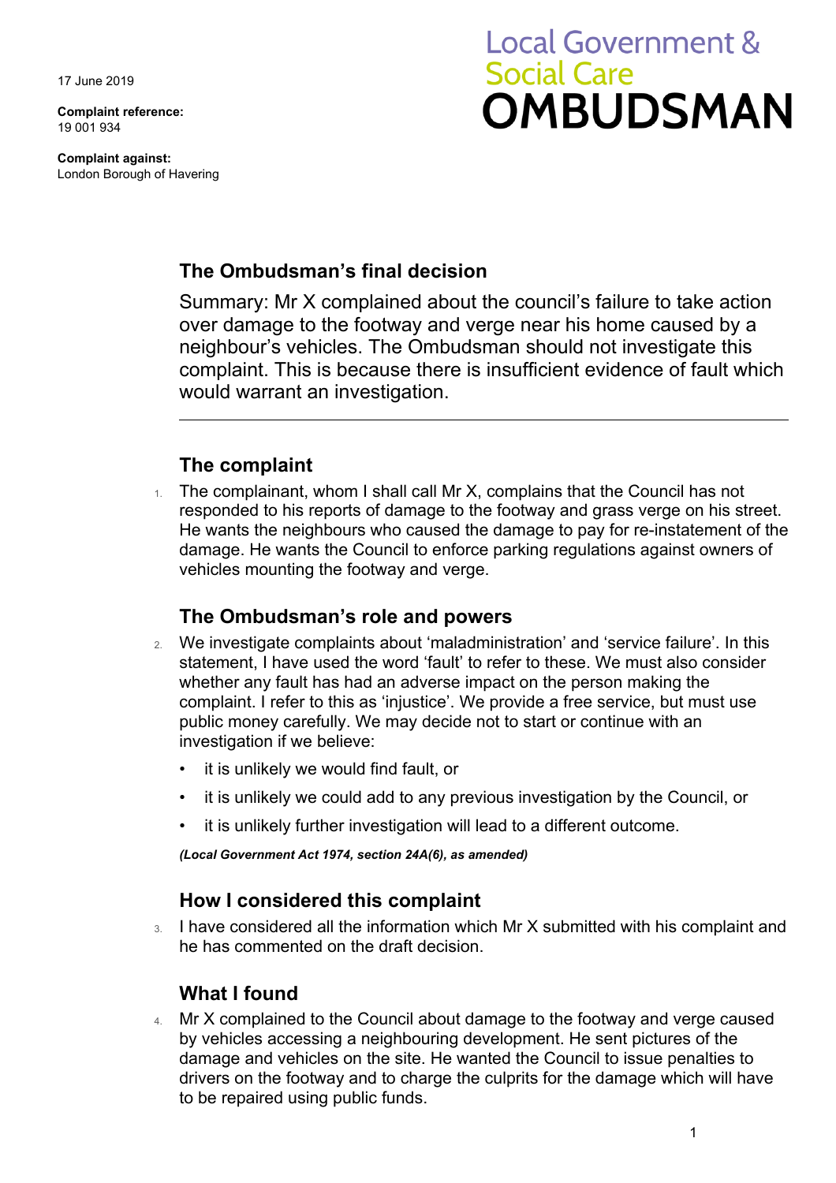17 June 2019

**Complaint reference:**
19 001 934

**Complaint against:**
London Borough of Havering

Local Government & Social Care **OMBUDSMAN**

## The Ombudsman's final decision

Summary: Mr X complained about the council's failure to take action over damage to the footway and verge near his home caused by a neighbour's vehicles. The Ombudsman should not investigate this complaint. This is because there is insufficient evidence of fault which would warrant an investigation.

---

## The complaint

1. The complainant, whom I shall call Mr X, complains that the Council has not responded to his reports of damage to the footway and grass verge on his street. He wants the neighbours who caused the damage to pay for re-instatement of the damage. He wants the Council to enforce parking regulations against owners of vehicles mounting the footway and verge.

## The Ombudsman's role and powers

2. We investigate complaints about 'maladministration' and 'service failure'. In this statement, I have used the word 'fault' to refer to these. We must also consider whether any fault has had an adverse impact on the person making the complaint. I refer to this as 'injustice'. We provide a free service, but must use public money carefully. We may decide not to start or continue with an investigation if we believe:
   - it is unlikely we would find fault, or
   - it is unlikely we could add to any previous investigation by the Council, or
   - it is unlikely further investigation will lead to a different outcome.

   ***(Local Government Act 1974, section 24A(6), as amended)***

## How I considered this complaint

3. I have considered all the information which Mr X submitted with his complaint and he has commented on the draft decision.

## What I found

4. Mr X complained to the Council about damage to the footway and verge caused by vehicles accessing a neighbouring development. He sent pictures of the damage and vehicles on the site. He wanted the Council to issue penalties to drivers on the footway and to charge the culprits for the damage which will have to be repaired using public funds.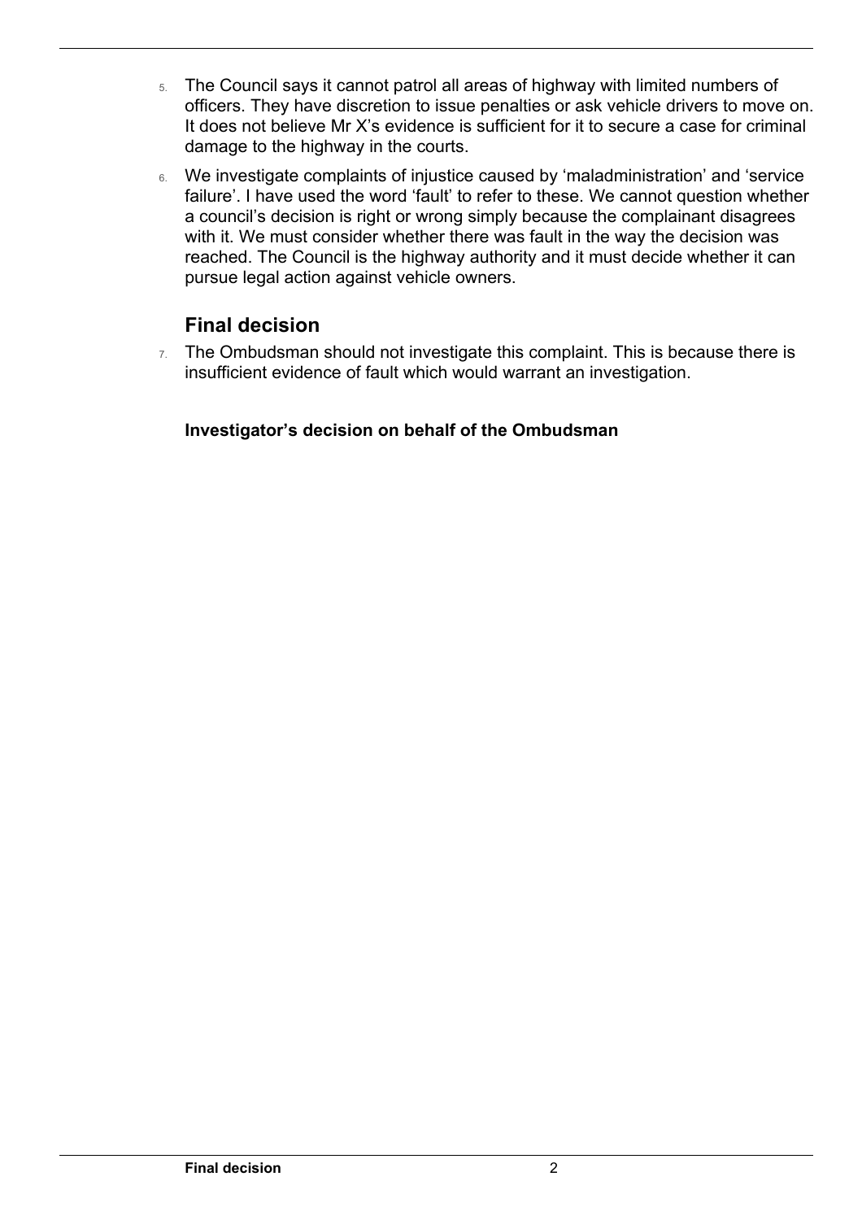5. The Council says it cannot patrol all areas of highway with limited numbers of officers. They have discretion to issue penalties or ask vehicle drivers to move on. It does not believe Mr X's evidence is sufficient for it to secure a case for criminal damage to the highway in the courts.

6. We investigate complaints of injustice caused by 'maladministration' and 'service failure'. I have used the word 'fault' to refer to these. We cannot question whether a council's decision is right or wrong simply because the complainant disagrees with it. We must consider whether there was fault in the way the decision was reached. The Council is the highway authority and it must decide whether it can pursue legal action against vehicle owners.

## Final decision

7. The Ombudsman should not investigate this complaint. This is because there is insufficient evidence of fault which would warrant an investigation.

**Investigator's decision on behalf of the Ombudsman**